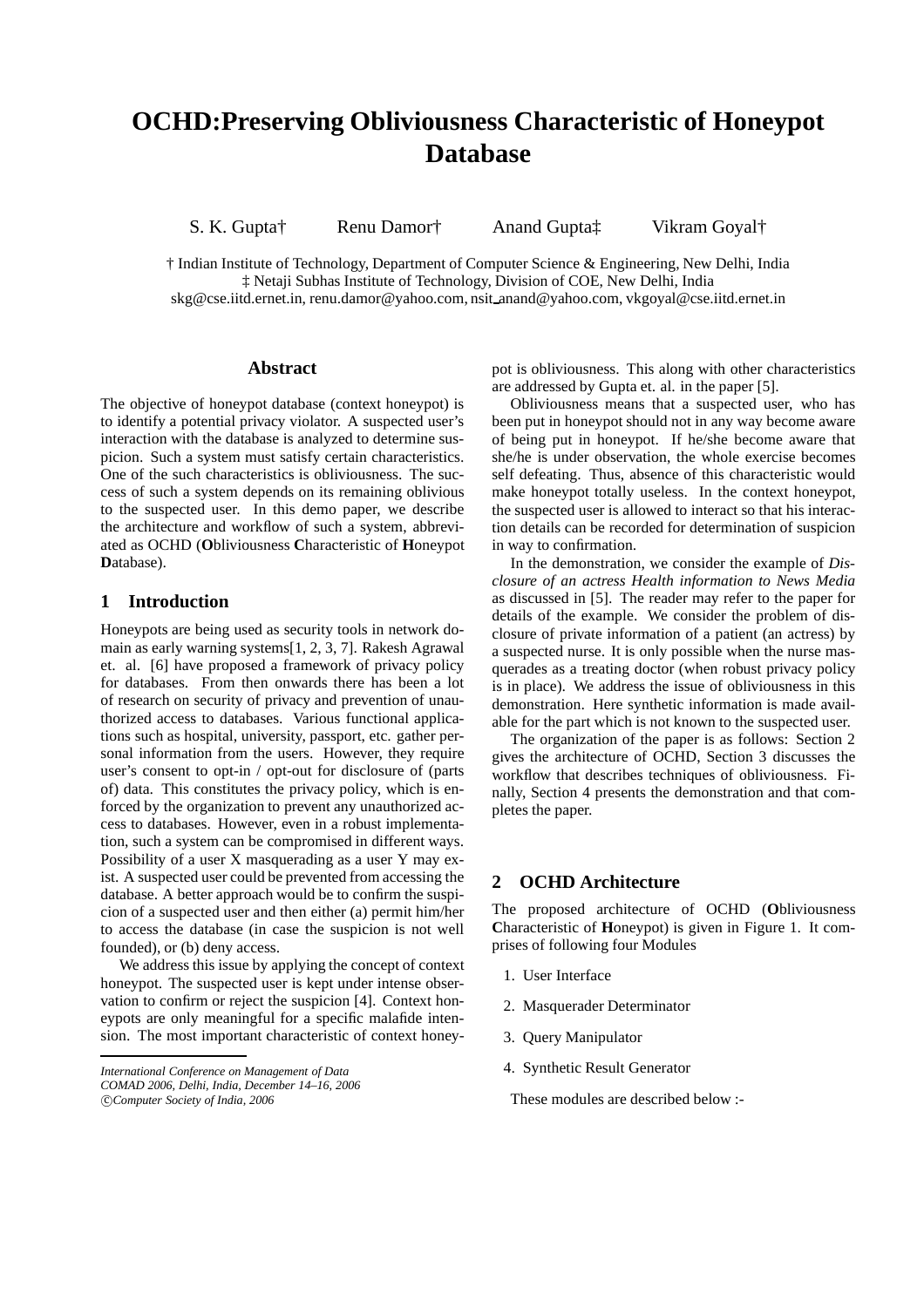# OCHD:Preserving Obliviousness Characteristic of Honeypot Database

S. K. Gupta† Renu Damor† Anand Gupta‡ Vikram Goyal†

† Indian Institute of Technology, Department of Computer Science & Engineering, New Delhi, India
‡ Netaji Subhas Institute of Technology, Division of COE, New Delhi, India
skg@cse.iitd.ernet.in, renu.damor@yahoo.com, nsit_anand@yahoo.com, vkgoyal@cse.iitd.ernet.in

## Abstract

The objective of honeypot database (context honeypot) is to identify a potential privacy violator. A suspected user's interaction with the database is analyzed to determine suspicion. Such a system must satisfy certain characteristics. One of the such characteristics is obliviousness. The success of such a system depends on its remaining oblivious to the suspected user. In this demo paper, we describe the architecture and workflow of such a system, abbreviated as OCHD (**O**bliviousness **C**haracteristic of **H**oneypot **D**atabase).

## 1 Introduction

Honeypots are being used as security tools in network domain as early warning systems[1, 2, 3, 7]. Rakesh Agrawal et. al. [6] have proposed a framework of privacy policy for databases. From then onwards there has been a lot of research on security of privacy and prevention of unauthorized access to databases. Various functional applications such as hospital, university, passport, etc. gather personal information from the users. However, they require user's consent to opt-in / opt-out for disclosure of (parts of) data. This constitutes the privacy policy, which is enforced by the organization to prevent any unauthorized access to databases. However, even in a robust implementation, such a system can be compromised in different ways. Possibility of a user X masquerading as a user Y may exist. A suspected user could be prevented from accessing the database. A better approach would be to confirm the suspicion of a suspected user and then either (a) permit him/her to access the database (in case the suspicion is not well founded), or (b) deny access.

We address this issue by applying the concept of context honeypot. The suspected user is kept under intense observation to confirm or reject the suspicion [4]. Context honeypots are only meaningful for a specific malafide intension. The most important characteristic of context honeypot is obliviousness. This along with other characteristics are addressed by Gupta et. al. in the paper [5].

Obliviousness means that a suspected user, who has been put in honeypot should not in any way become aware of being put in honeypot. If he/she become aware that she/he is under observation, the whole exercise becomes self defeating. Thus, absence of this characteristic would make honeypot totally useless. In the context honeypot, the suspected user is allowed to interact so that his interaction details can be recorded for determination of suspicion in way to confirmation.

In the demonstration, we consider the example of *Disclosure of an actress Health information to News Media* as discussed in [5]. The reader may refer to the paper for details of the example. We consider the problem of disclosure of private information of a patient (an actress) by a suspected nurse. It is only possible when the nurse masquerades as a treating doctor (when robust privacy policy is in place). We address the issue of obliviousness in this demonstration. Here synthetic information is made available for the part which is not known to the suspected user.

The organization of the paper is as follows: Section 2 gives the architecture of OCHD, Section 3 discusses the workflow that describes techniques of obliviousness. Finally, Section 4 presents the demonstration and that completes the paper.

## 2 OCHD Architecture

The proposed architecture of OCHD (**O**bliviousness **C**haracteristic of **H**oneypot) is given in Figure 1. It comprises of following four Modules

1. User Interface
2. Masquerader Determinator
3. Query Manipulator
4. Synthetic Result Generator

These modules are described below :-

*International Conference on Management of Data*
*COMAD 2006, Delhi, India, December 14–16, 2006*
*©Computer Society of India, 2006*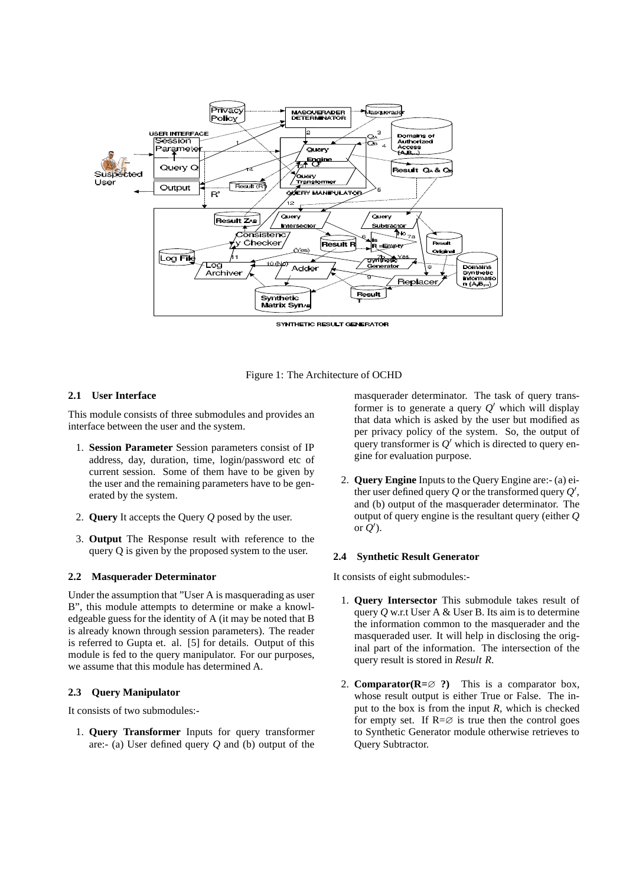Figure 1: The Architecture of OCHD

### 2.1 User Interface

This module consists of three submodules and provides an interface between the user and the system.

1. **Session Parameter** Session parameters consist of IP address, day, duration, time, login/password etc of current session. Some of them have to be given by the user and the remaining parameters have to be generated by the system.

2. **Query** It accepts the Query $Q$ posed by the user.

3. **Output** The Response result with reference to the query Q is given by the proposed system to the user.

### 2.2 Masquerader Determinator

Under the assumption that "User A is masquerading as user B", this module attempts to determine or make a knowledgeable guess for the identity of A (it may be noted that B is already known through session parameters). The reader is referred to Gupta et. al. [5] for details. Output of this module is fed to the query manipulator. For our purposes, we assume that this module has determined A.

### 2.3 Query Manipulator

It consists of two submodules:-

1. **Query Transformer** Inputs for query transformer are:- (a) User defined query $Q$ and (b) output of the masquerader determinator. The task of query transformer is to generate a query $Q'$ which will display that data which is asked by the user but modified as per privacy policy of the system. So, the output of query transformer is $Q'$ which is directed to query engine for evaluation purpose.

2. **Query Engine** Inputs to the Query Engine are:- (a) either user defined query $Q$ or the transformed query $Q'$, and (b) output of the masquerader determinator. The output of query engine is the resultant query (either $Q$ or $Q'$).

### 2.4 Synthetic Result Generator

It consists of eight submodules:-

1. **Query Intersector** This submodule takes result of query $Q$ w.r.t User A & User B. Its aim is to determine the information common to the masquerader and the masqueraded user. It will help in disclosing the original part of the information. The intersection of the query result is stored in *Result R*.

2. **Comparator($R=\emptyset$ ?)** This is a comparator box, whose result output is either True or False. The input to the box is from the input $R$, which is checked for empty set. If $R=\emptyset$ is true then the control goes to Synthetic Generator module otherwise retrieves to Query Subtractor.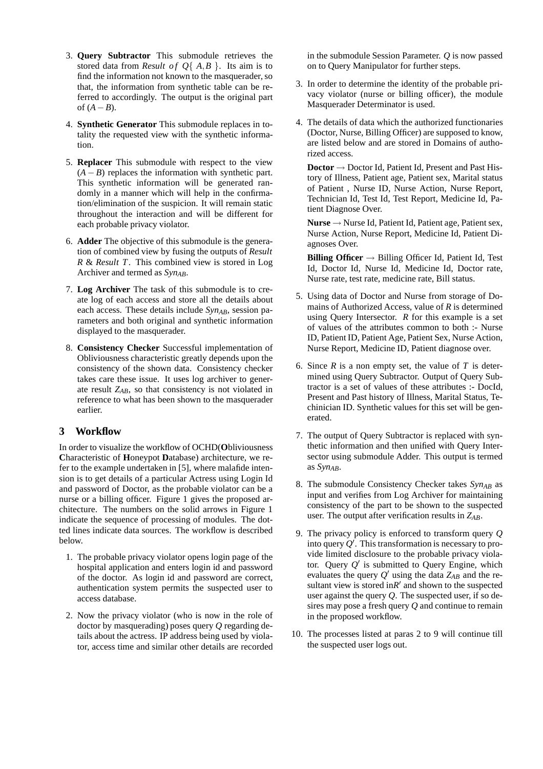3. **Query Subtractor** This submodule retrieves the stored data from *Result of* $Q\{A,B\}$. Its aim is to find the information not known to the masquerader, so that, the information from synthetic table can be referred to accordingly. The output is the original part of $(A-B)$.

4. **Synthetic Generator** This submodule replaces in totality the requested view with the synthetic information.

5. **Replacer** This submodule with respect to the view $(A-B)$ replaces the information with synthetic part. This synthetic information will be generated randomly in a manner which will help in the confirmation/elimination of the suspicion. It will remain static throughout the interaction and will be different for each probable privacy violator.

6. **Adder** The objective of this submodule is the generation of combined view by fusing the outputs of *Result R* & *Result T*. This combined view is stored in Log Archiver and termed as $Syn_{AB}$.

7. **Log Archiver** The task of this submodule is to create log of each access and store all the details about each access. These details include $Syn_{AB}$, session parameters and both original and synthetic information displayed to the masquerader.

8. **Consistency Checker** Successful implementation of Obliviousness characteristic greatly depends upon the consistency of the shown data. Consistency checker takes care these issue. It uses log archiver to generate result $Z_{AB}$, so that consistency is not violated in reference to what has been shown to the masquerader earlier.

## 3 Workflow

In order to visualize the workflow of OCHD(**O**bliviousness **C**haracteristic of **H**oneypot **D**atabase) architecture, we refer to the example undertaken in [5], where malafide intension is to get details of a particular Actress using Login Id and password of Doctor, as the probable violator can be a nurse or a billing officer. Figure 1 gives the proposed architecture. The numbers on the solid arrows in Figure 1 indicate the sequence of processing of modules. The dotted lines indicate data sources. The workflow is described below.

1. The probable privacy violator opens login page of the hospital application and enters login id and password of the doctor. As login id and password are correct, authentication system permits the suspected user to access database.

2. Now the privacy violator (who is now in the role of doctor by masquerading) poses query $Q$ regarding details about the actress. IP address being used by violator, access time and similar other details are recorded in the submodule Session Parameter. $Q$ is now passed on to Query Manipulator for further steps.

3. In order to determine the identity of the probable privacy violator (nurse or billing officer), the module Masquerader Determinator is used.

4. The details of data which the authorized functionaries (Doctor, Nurse, Billing Officer) are supposed to know, are listed below and are stored in Domains of authorized access.

   **Doctor** $\rightarrow$ Doctor Id, Patient Id, Present and Past History of Illness, Patient age, Patient sex, Marital status of Patient , Nurse ID, Nurse Action, Nurse Report, Technician Id, Test Id, Test Report, Medicine Id, Patient Diagnose Over.

   **Nurse** $\rightarrow$ Nurse Id, Patient Id, Patient age, Patient sex, Nurse Action, Nurse Report, Medicine Id, Patient Diagnoses Over.

   **Billing Officer** $\rightarrow$ Billing Officer Id, Patient Id, Test Id, Doctor Id, Nurse Id, Medicine Id, Doctor rate, Nurse rate, test rate, medicine rate, Bill status.

5. Using data of Doctor and Nurse from storage of Domains of Authorized Access, value of $R$ is determined using Query Intersector. $R$ for this example is a set of values of the attributes common to both :- Nurse ID, Patient ID, Patient Age, Patient Sex, Nurse Action, Nurse Report, Medicine ID, Patient diagnose over.

6. Since $R$ is a non empty set, the value of $T$ is determined using Query Subtractor. Output of Query Subtractor is a set of values of these attributes :- DocId, Present and Past history of Illness, Marital Status, Techinician ID. Synthetic values for this set will be generated.

7. The output of Query Subtractor is replaced with synthetic information and then unified with Query Intersector using submodule Adder. This output is termed as $Syn_{AB}$.

8. The submodule Consistency Checker takes $Syn_{AB}$ as input and verifies from Log Archiver for maintaining consistency of the part to be shown to the suspected user. The output after verification results in $Z_{AB}$.

9. The privacy policy is enforced to transform query $Q$ into query $Q'$. This transformation is necessary to provide limited disclosure to the probable privacy violator. Query $Q'$ is submitted to Query Engine, which evaluates the query $Q'$ using the data $Z_{AB}$ and the resultant view is stored in$R'$ and shown to the suspected user against the query $Q$. The suspected user, if so desires may pose a fresh query $Q$ and continue to remain in the proposed workflow.

10. The processes listed at paras 2 to 9 will continue till the suspected user logs out.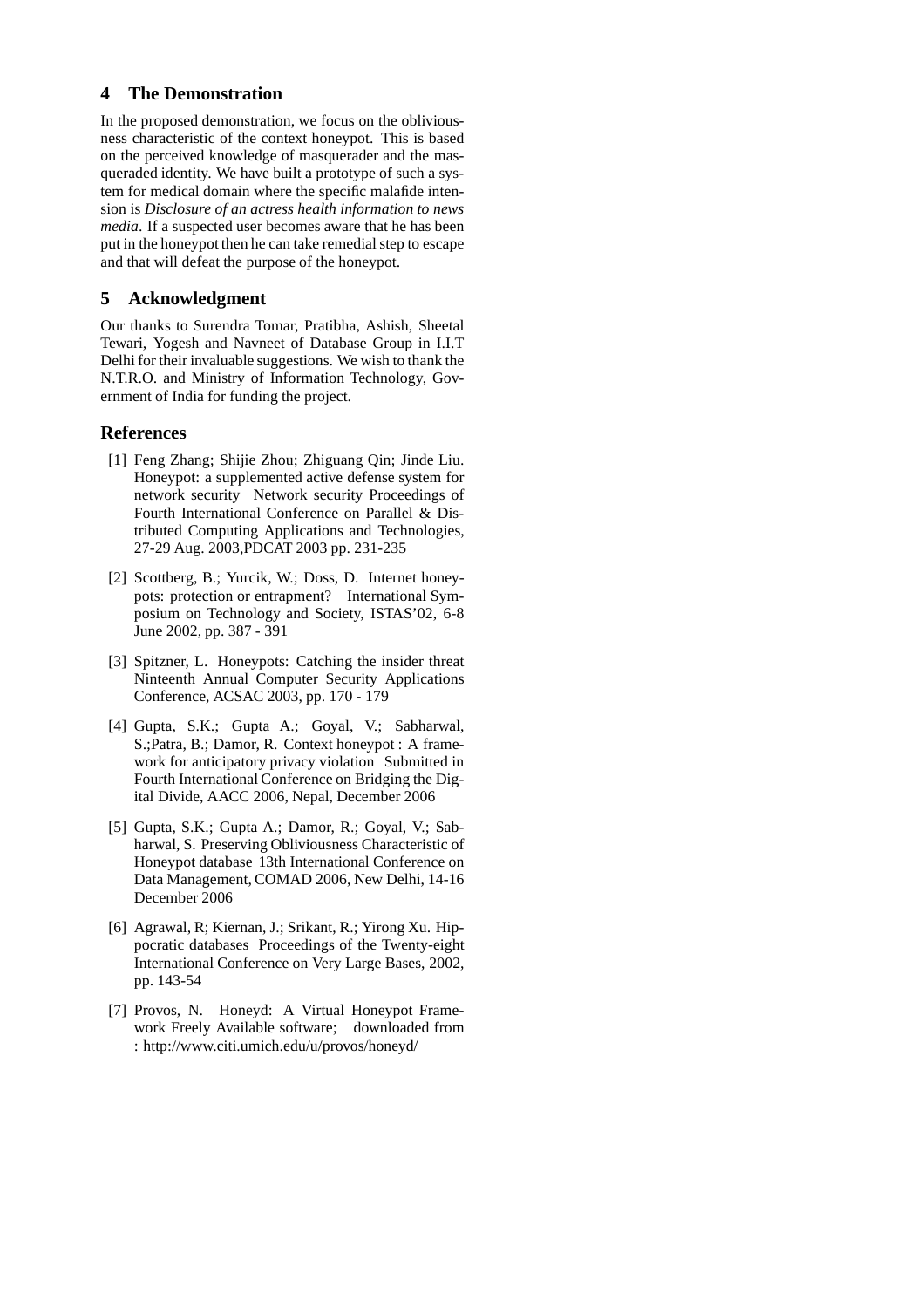## 4 The Demonstration

In the proposed demonstration, we focus on the obliviousness characteristic of the context honeypot. This is based on the perceived knowledge of masquerader and the masqueraded identity. We have built a prototype of such a system for medical domain where the specific malafide intension is *Disclosure of an actress health information to news media*. If a suspected user becomes aware that he has been put in the honeypot then he can take remedial step to escape and that will defeat the purpose of the honeypot.

## 5 Acknowledgment

Our thanks to Surendra Tomar, Pratibha, Ashish, Sheetal Tewari, Yogesh and Navneet of Database Group in I.I.T Delhi for their invaluable suggestions. We wish to thank the N.T.R.O. and Ministry of Information Technology, Government of India for funding the project.

## References

[1] Feng Zhang; Shijie Zhou; Zhiguang Qin; Jinde Liu. Honeypot: a supplemented active defense system for network security Network security Proceedings of Fourth International Conference on Parallel & Distributed Computing Applications and Technologies, 27-29 Aug. 2003,PDCAT 2003 pp. 231-235

[2] Scottberg, B.; Yurcik, W.; Doss, D. Internet honeypots: protection or entrapment? International Symposium on Technology and Society, ISTAS'02, 6-8 June 2002, pp. 387 - 391

[3] Spitzner, L. Honeypots: Catching the insider threat Ninteenth Annual Computer Security Applications Conference, ACSAC 2003, pp. 170 - 179

[4] Gupta, S.K.; Gupta A.; Goyal, V.; Sabharwal, S.;Patra, B.; Damor, R. Context honeypot : A framework for anticipatory privacy violation Submitted in Fourth International Conference on Bridging the Digital Divide, AACC 2006, Nepal, December 2006

[5] Gupta, S.K.; Gupta A.; Damor, R.; Goyal, V.; Sabharwal, S. Preserving Obliviousness Characteristic of Honeypot database 13th International Conference on Data Management, COMAD 2006, New Delhi, 14-16 December 2006

[6] Agrawal, R; Kiernan, J.; Srikant, R.; Yirong Xu. Hippocratic databases Proceedings of the Twenty-eight International Conference on Very Large Bases, 2002, pp. 143-54

[7] Provos, N. Honeyd: A Virtual Honeypot Framework Freely Available software; downloaded from : http://www.citi.umich.edu/u/provos/honeyd/